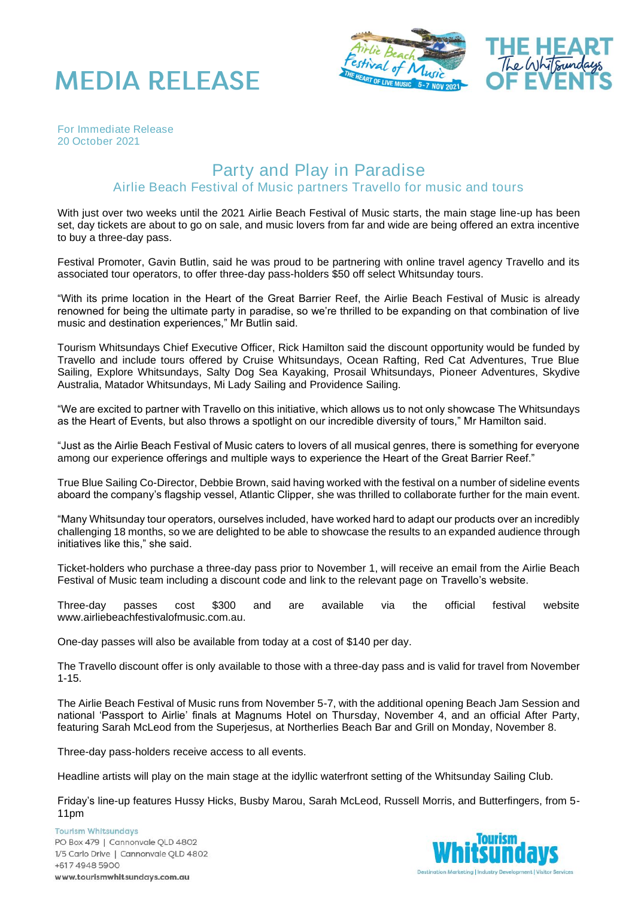# MEDIA RELEASE

For Immediate Release
20 October 2021

## Party and Play in Paradise

### Airlie Beach Festival of Music partners Travello for music and tours

With just over two weeks until the 2021 Airlie Beach Festival of Music starts, the main stage line-up has been set, day tickets are about to go on sale, and music lovers from far and wide are being offered an extra incentive to buy a three-day pass.

Festival Promoter, Gavin Butlin, said he was proud to be partnering with online travel agency Travello and its associated tour operators, to offer three-day pass-holders $50 off select Whitsunday tours.

"With its prime location in the Heart of the Great Barrier Reef, the Airlie Beach Festival of Music is already renowned for being the ultimate party in paradise, so we're thrilled to be expanding on that combination of live music and destination experiences," Mr Butlin said.

Tourism Whitsundays Chief Executive Officer, Rick Hamilton said the discount opportunity would be funded by Travello and include tours offered by Cruise Whitsundays, Ocean Rafting, Red Cat Adventures, True Blue Sailing, Explore Whitsundays, Salty Dog Sea Kayaking, Prosail Whitsundays, Pioneer Adventures, Skydive Australia, Matador Whitsundays, Mi Lady Sailing and Providence Sailing.

"We are excited to partner with Travello on this initiative, which allows us to not only showcase The Whitsundays as the Heart of Events, but also throws a spotlight on our incredible diversity of tours," Mr Hamilton said.

"Just as the Airlie Beach Festival of Music caters to lovers of all musical genres, there is something for everyone among our experience offerings and multiple ways to experience the Heart of the Great Barrier Reef."

True Blue Sailing Co-Director, Debbie Brown, said having worked with the festival on a number of sideline events aboard the company's flagship vessel, Atlantic Clipper, she was thrilled to collaborate further for the main event.

"Many Whitsunday tour operators, ourselves included, have worked hard to adapt our products over an incredibly challenging 18 months, so we are delighted to be able to showcase the results to an expanded audience through initiatives like this," she said.

Ticket-holders who purchase a three-day pass prior to November 1, will receive an email from the Airlie Beach Festival of Music team including a discount code and link to the relevant page on Travello's website.

Three-day passes cost $300 and are available via the official festival website www.airliebeachfestivalofmusic.com.au.

One-day passes will also be available from today at a cost of $140 per day.

The Travello discount offer is only available to those with a three-day pass and is valid for travel from November 1-15.

The Airlie Beach Festival of Music runs from November 5-7, with the additional opening Beach Jam Session and national 'Passport to Airlie' finals at Magnums Hotel on Thursday, November 4, and an official After Party, featuring Sarah McLeod from the Superjesus, at Northerlies Beach Bar and Grill on Monday, November 8.

Three-day pass-holders receive access to all events.

Headline artists will play on the main stage at the idyllic waterfront setting of the Whitsunday Sailing Club.

Friday's line-up features Hussy Hicks, Busby Marou, Sarah McLeod, Russell Morris, and Butterfingers, from 5-11pm

Tourism Whitsundays
PO Box 479 | Cannonvale QLD 4802
1/5 Carlo Drive | Cannonvale QLD 4802
+617 4948 5900
www.tourismwhitsundays.com.au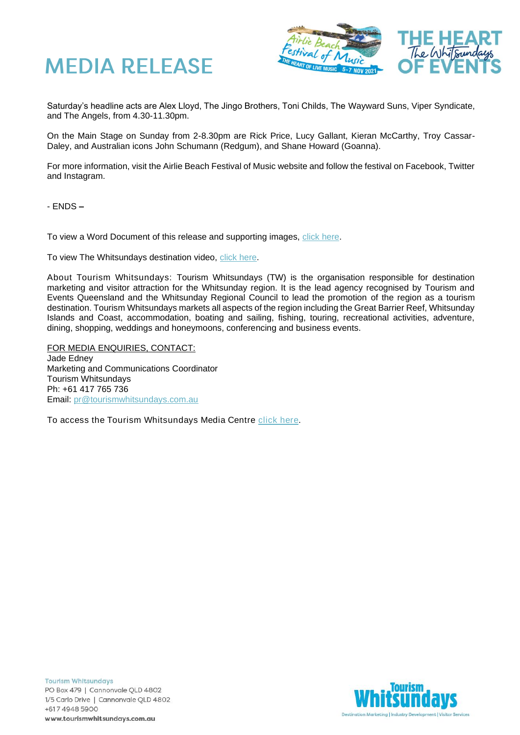Saturday's headline acts are Alex Lloyd, The Jingo Brothers, Toni Childs, The Wayward Suns, Viper Syndicate, and The Angels, from 4.30-11.30pm.

On the Main Stage on Sunday from 2-8.30pm are Rick Price, Lucy Gallant, Kieran McCarthy, Troy Cassar-Daley, and Australian icons John Schumann (Redgum), and Shane Howard (Goanna).

For more information, visit the Airlie Beach Festival of Music website and follow the festival on Facebook, Twitter and Instagram.

- ENDS –

To view a Word Document of this release and supporting images, click here.

To view The Whitsundays destination video, click here.

About Tourism Whitsundays: Tourism Whitsundays (TW) is the organisation responsible for destination marketing and visitor attraction for the Whitsunday region. It is the lead agency recognised by Tourism and Events Queensland and the Whitsunday Regional Council to lead the promotion of the region as a tourism destination. Tourism Whitsundays markets all aspects of the region including the Great Barrier Reef, Whitsunday Islands and Coast, accommodation, boating and sailing, fishing, touring, recreational activities, adventure, dining, shopping, weddings and honeymoons, conferencing and business events.

FOR MEDIA ENQUIRIES, CONTACT:
Jade Edney
Marketing and Communications Coordinator
Tourism Whitsundays
Ph: +61 417 765 736
Email: pr@tourismwhitsundays.com.au

To access the Tourism Whitsundays Media Centre click here.

Tourism Whitsundays
PO Box 479 | Cannonvale QLD 4802
1/5 Carlo Drive | Cannonvale QLD 4802
+617 4948 5900
www.tourismwhitsundays.com.au